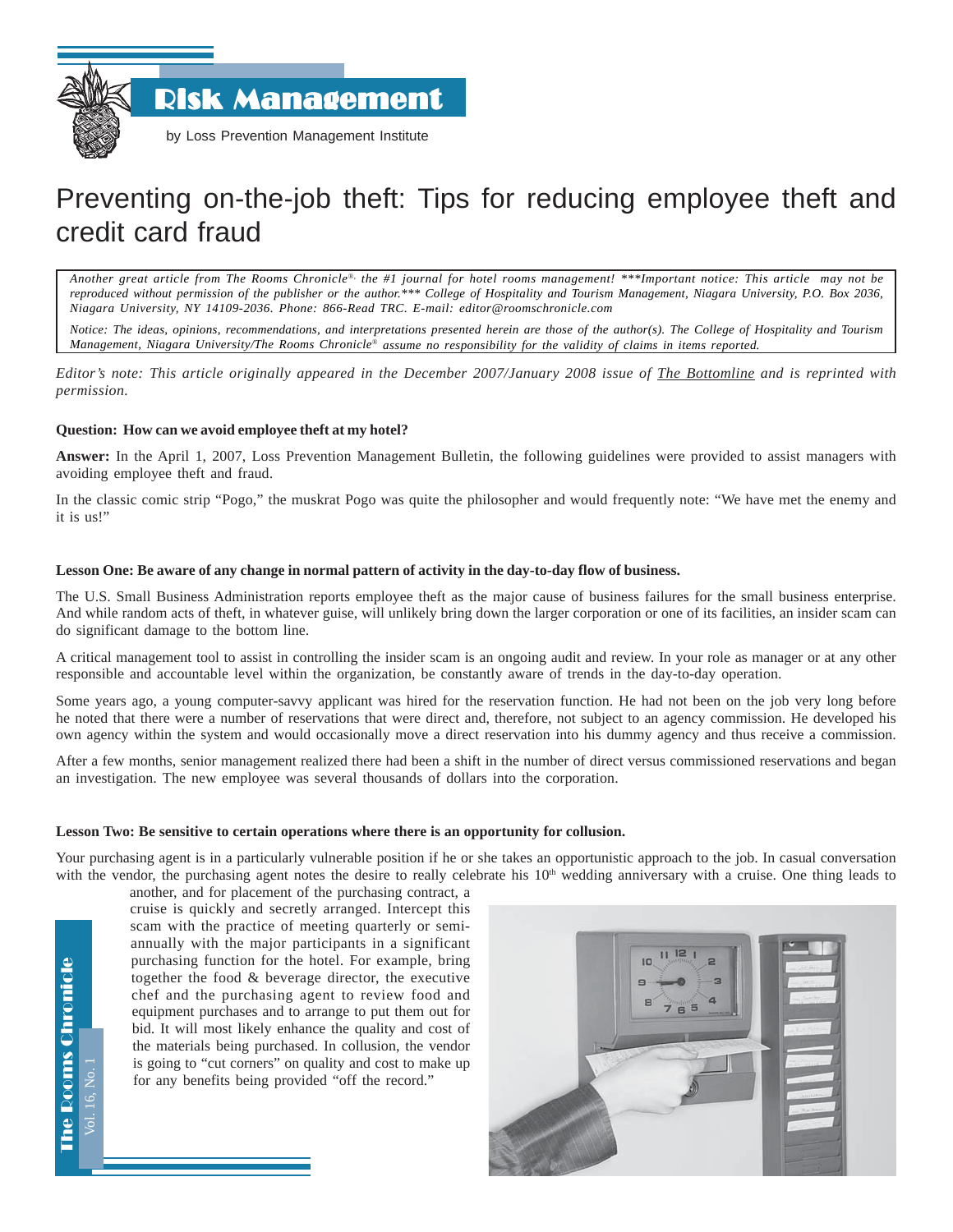# Risk Management

by Loss Prevention Management Institute

## Preventing on-the-job theft: Tips for reducing employee theft and credit card fraud

*Another great article from The Rooms Chronicle®, the #1 journal for hotel rooms management! \*\*\*Important notice: This article may not be reproduced without permission of the publisher or the author.\*\*\* College of Hospitality and Tourism Management, Niagara University, P.O. Box 2036, Niagara University, NY 14109-2036. Phone: 866-Read TRC. E-mail: editor@roomschronicle.com*

*Notice: The ideas, opinions, recommendations, and interpretations presented herein are those of the author(s). The College of Hospitality and Tourism Management, Niagara University/The Rooms Chronicle® assume no responsibility for the validity of claims in items reported.*

*Editor's note: This article originally appeared in the December 2007/January 2008 issue of The Bottomline and is reprinted with permission.*

**Question: How can we avoid employee theft at my hotel?**

**Answer:** In the April 1, 2007, Loss Prevention Management Bulletin, the following guidelines were provided to assist managers with avoiding employee theft and fraud.

In the classic comic strip "Pogo," the muskrat Pogo was quite the philosopher and would frequently note: "We have met the enemy and it is us!"

**Lesson One: Be aware of any change in normal pattern of activity in the day-to-day flow of business.**

The U.S. Small Business Administration reports employee theft as the major cause of business failures for the small business enterprise. And while random acts of theft, in whatever guise, will unlikely bring down the larger corporation or one of its facilities, an insider scam can do significant damage to the bottom line.

A critical management tool to assist in controlling the insider scam is an ongoing audit and review. In your role as manager or at any other responsible and accountable level within the organization, be constantly aware of trends in the day-to-day operation.

Some years ago, a young computer-savvy applicant was hired for the reservation function. He had not been on the job very long before he noted that there were a number of reservations that were direct and, therefore, not subject to an agency commission. He developed his own agency within the system and would occasionally move a direct reservation into his dummy agency and thus receive a commission.

After a few months, senior management realized there had been a shift in the number of direct versus commissioned reservations and began an investigation. The new employee was several thousands of dollars into the corporation.

**Lesson Two: Be sensitive to certain operations where there is an opportunity for collusion.**

Your purchasing agent is in a particularly vulnerable position if he or she takes an opportunistic approach to the job. In casual conversation with the vendor, the purchasing agent notes the desire to really celebrate his 10th wedding anniversary with a cruise. One thing leads to another, and for placement of the purchasing contract, a cruise is quickly and secretly arranged. Intercept this scam with the practice of meeting quarterly or semi-annually with the major participants in a significant purchasing function for the hotel. For example, bring together the food & beverage director, the executive chef and the purchasing agent to review food and equipment purchases and to arrange to put them out for bid. It will most likely enhance the quality and cost of the materials being purchased. In collusion, the vendor is going to "cut corners" on quality and cost to make up for any benefits being provided "off the record."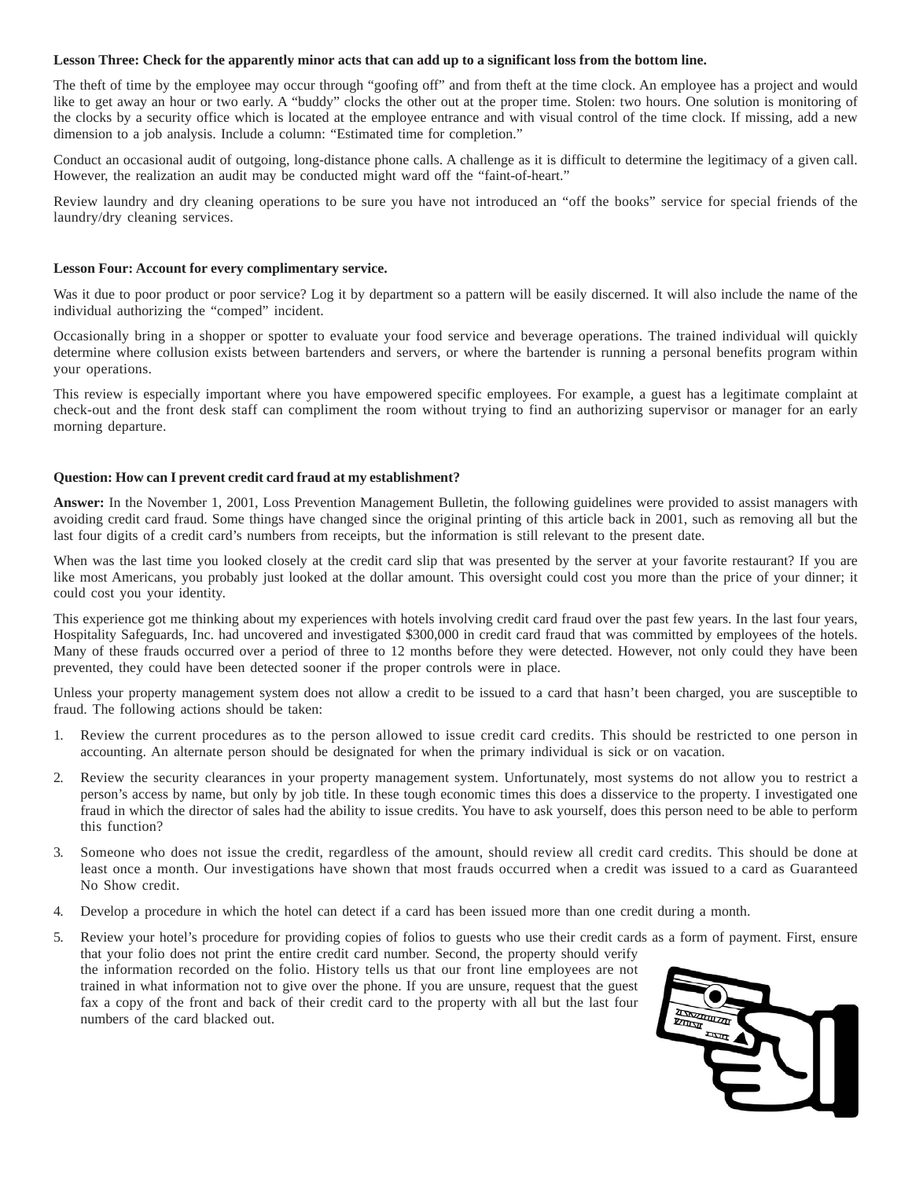**Lesson Three: Check for the apparently minor acts that can add up to a significant loss from the bottom line.**

The theft of time by the employee may occur through "goofing off" and from theft at the time clock. An employee has a project and would like to get away an hour or two early. A "buddy" clocks the other out at the proper time. Stolen: two hours. One solution is monitoring of the clocks by a security office which is located at the employee entrance and with visual control of the time clock. If missing, add a new dimension to a job analysis. Include a column: "Estimated time for completion."

Conduct an occasional audit of outgoing, long-distance phone calls. A challenge as it is difficult to determine the legitimacy of a given call. However, the realization an audit may be conducted might ward off the "faint-of-heart."

Review laundry and dry cleaning operations to be sure you have not introduced an "off the books" service for special friends of the laundry/dry cleaning services.

**Lesson Four: Account for every complimentary service.**

Was it due to poor product or poor service? Log it by department so a pattern will be easily discerned. It will also include the name of the individual authorizing the "comped" incident.

Occasionally bring in a shopper or spotter to evaluate your food service and beverage operations. The trained individual will quickly determine where collusion exists between bartenders and servers, or where the bartender is running a personal benefits program within your operations.

This review is especially important where you have empowered specific employees. For example, a guest has a legitimate complaint at check-out and the front desk staff can compliment the room without trying to find an authorizing supervisor or manager for an early morning departure.

**Question: How can I prevent credit card fraud at my establishment?**

**Answer:** In the November 1, 2001, Loss Prevention Management Bulletin, the following guidelines were provided to assist managers with avoiding credit card fraud. Some things have changed since the original printing of this article back in 2001, such as removing all but the last four digits of a credit card's numbers from receipts, but the information is still relevant to the present date.

When was the last time you looked closely at the credit card slip that was presented by the server at your favorite restaurant? If you are like most Americans, you probably just looked at the dollar amount. This oversight could cost you more than the price of your dinner; it could cost you your identity.

This experience got me thinking about my experiences with hotels involving credit card fraud over the past few years. In the last four years, Hospitality Safeguards, Inc. had uncovered and investigated $300,000 in credit card fraud that was committed by employees of the hotels. Many of these frauds occurred over a period of three to 12 months before they were detected. However, not only could they have been prevented, they could have been detected sooner if the proper controls were in place.

Unless your property management system does not allow a credit to be issued to a card that hasn't been charged, you are susceptible to fraud. The following actions should be taken:

1. Review the current procedures as to the person allowed to issue credit card credits. This should be restricted to one person in accounting. An alternate person should be designated for when the primary individual is sick or on vacation.
2. Review the security clearances in your property management system. Unfortunately, most systems do not allow you to restrict a person's access by name, but only by job title. In these tough economic times this does a disservice to the property. I investigated one fraud in which the director of sales had the ability to issue credits. You have to ask yourself, does this person need to be able to perform this function?
3. Someone who does not issue the credit, regardless of the amount, should review all credit card credits. This should be done at least once a month. Our investigations have shown that most frauds occurred when a credit was issued to a card as Guaranteed No Show credit.
4. Develop a procedure in which the hotel can detect if a card has been issued more than one credit during a month.
5. Review your hotel's procedure for providing copies of folios to guests who use their credit cards as a form of payment. First, ensure that your folio does not print the entire credit card number. Second, the property should verify the information recorded on the folio. History tells us that our front line employees are not trained in what information not to give over the phone. If you are unsure, request that the guest fax a copy of the front and back of their credit card to the property with all but the last four numbers of the card blacked out.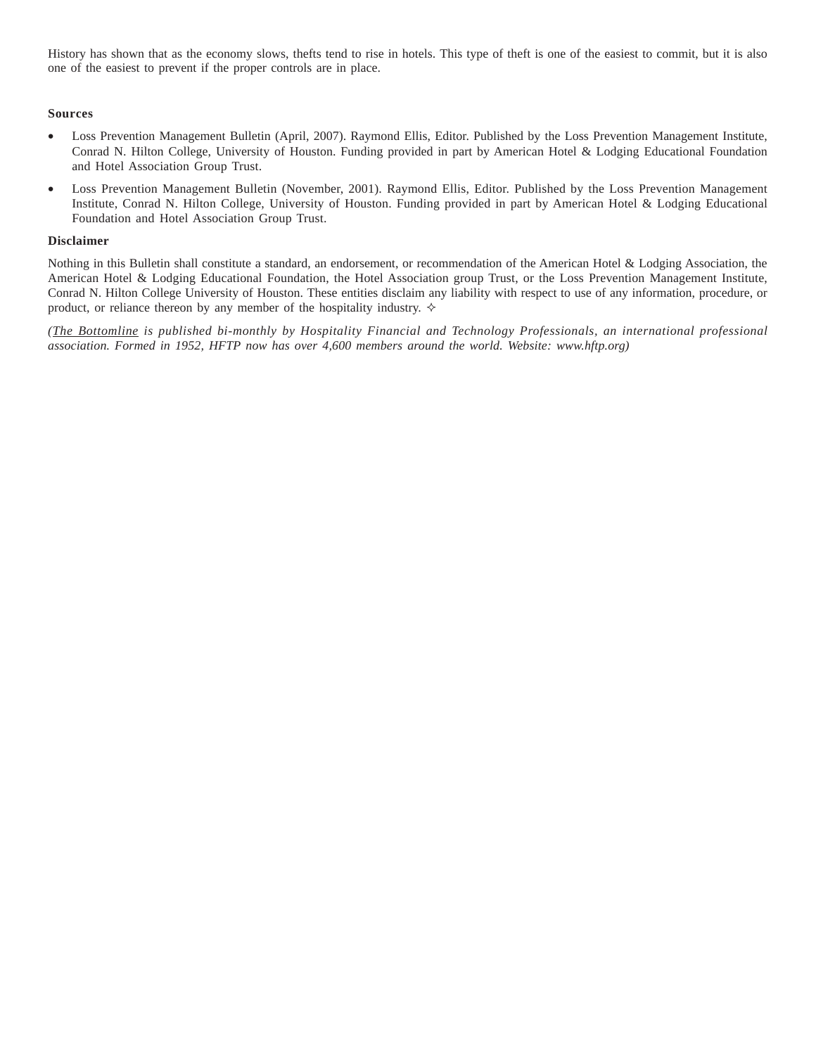History has shown that as the economy slows, thefts tend to rise in hotels. This type of theft is one of the easiest to commit, but it is also one of the easiest to prevent if the proper controls are in place.

### Sources

- Loss Prevention Management Bulletin (April, 2007). Raymond Ellis, Editor. Published by the Loss Prevention Management Institute, Conrad N. Hilton College, University of Houston. Funding provided in part by American Hotel & Lodging Educational Foundation and Hotel Association Group Trust.
- Loss Prevention Management Bulletin (November, 2001). Raymond Ellis, Editor. Published by the Loss Prevention Management Institute, Conrad N. Hilton College, University of Houston. Funding provided in part by American Hotel & Lodging Educational Foundation and Hotel Association Group Trust.

### Disclaimer

Nothing in this Bulletin shall constitute a standard, an endorsement, or recommendation of the American Hotel & Lodging Association, the American Hotel & Lodging Educational Foundation, the Hotel Association group Trust, or the Loss Prevention Management Institute, Conrad N. Hilton College University of Houston. These entities disclaim any liability with respect to use of any information, procedure, or product, or reliance thereon by any member of the hospitality industry. ✧

*(The Bottomline is published bi-monthly by Hospitality Financial and Technology Professionals, an international professional association. Formed in 1952, HFTP now has over 4,600 members around the world. Website: www.hftp.org)*